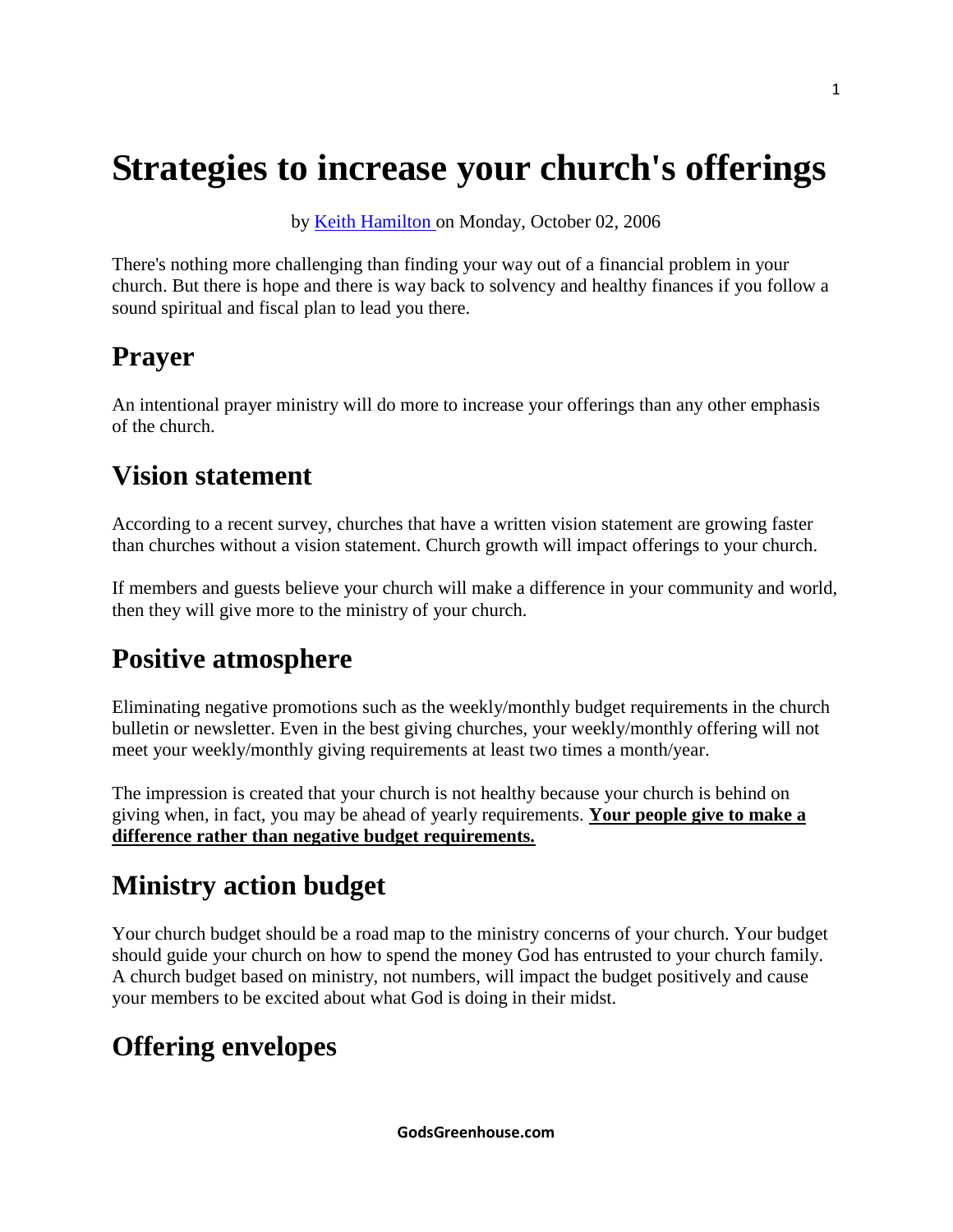# Strategies to increase your church's offerings

by [Keith Hamilton](#) on Monday, October 02, 2006

There's nothing more challenging than finding your way out of a financial problem in your church. But there is hope and there is way back to solvency and healthy finances if you follow a sound spiritual and fiscal plan to lead you there.

## Prayer

An intentional prayer ministry will do more to increase your offerings than any other emphasis of the church.

## Vision statement

According to a recent survey, churches that have a written vision statement are growing faster than churches without a vision statement. Church growth will impact offerings to your church.

If members and guests believe your church will make a difference in your community and world, then they will give more to the ministry of your church.

## Positive atmosphere

Eliminating negative promotions such as the weekly/monthly budget requirements in the church bulletin or newsletter. Even in the best giving churches, your weekly/monthly offering will not meet your weekly/monthly giving requirements at least two times a month/year.

The impression is created that your church is not healthy because your church is behind on giving when, in fact, you may be ahead of yearly requirements. **Your people give to make a difference rather than negative budget requirements.**

## Ministry action budget

Your church budget should be a road map to the ministry concerns of your church. Your budget should guide your church on how to spend the money God has entrusted to your church family. A church budget based on ministry, not numbers, will impact the budget positively and cause your members to be excited about what God is doing in their midst.

## Offering envelopes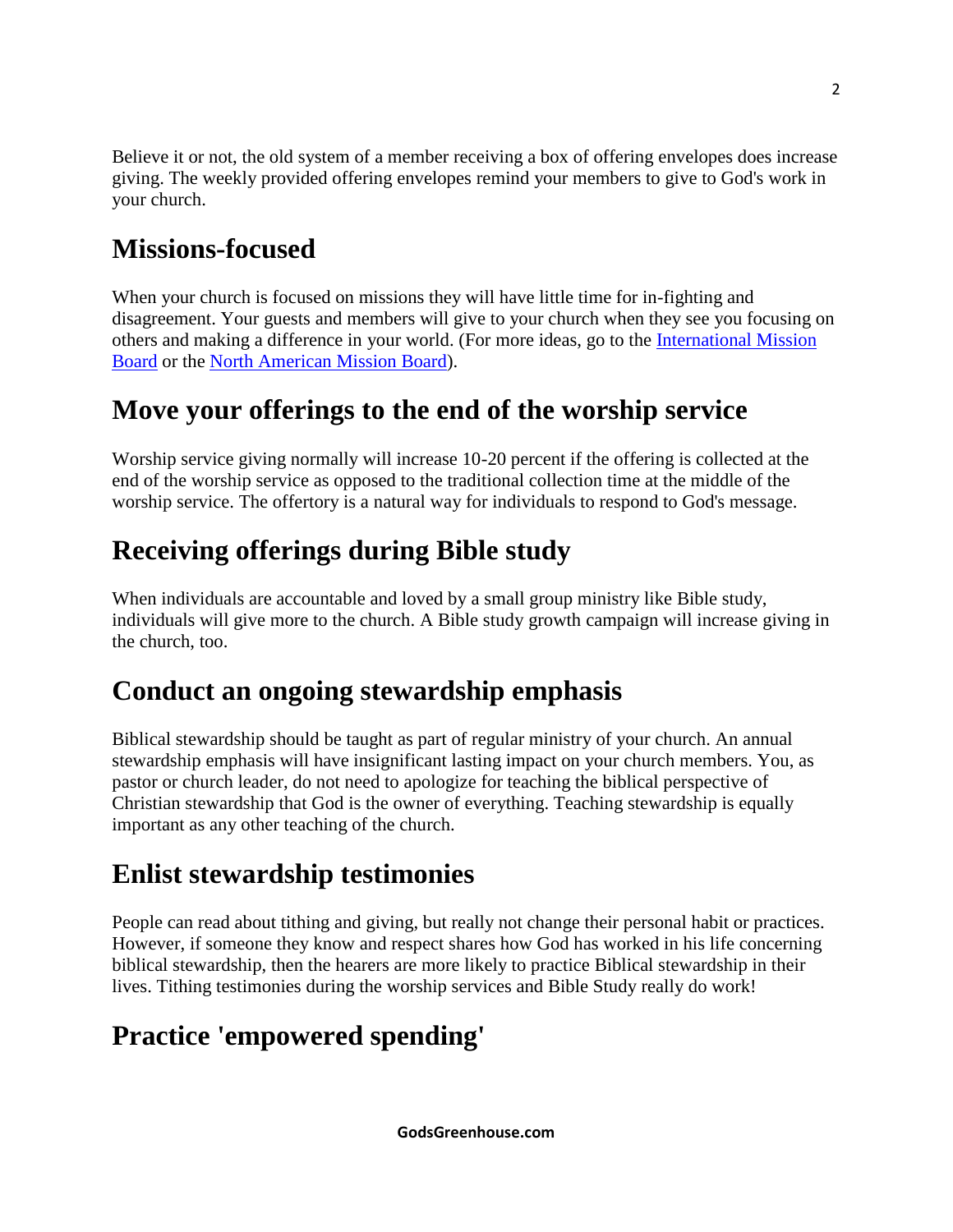Believe it or not, the old system of a member receiving a box of offering envelopes does increase giving. The weekly provided offering envelopes remind your members to give to God's work in your church.

## Missions-focused

When your church is focused on missions they will have little time for in-fighting and disagreement. Your guests and members will give to your church when they see you focusing on others and making a difference in your world. (For more ideas, go to the International Mission Board or the North American Mission Board).

## Move your offerings to the end of the worship service

Worship service giving normally will increase 10-20 percent if the offering is collected at the end of the worship service as opposed to the traditional collection time at the middle of the worship service. The offertory is a natural way for individuals to respond to God's message.

## Receiving offerings during Bible study

When individuals are accountable and loved by a small group ministry like Bible study, individuals will give more to the church. A Bible study growth campaign will increase giving in the church, too.

## Conduct an ongoing stewardship emphasis

Biblical stewardship should be taught as part of regular ministry of your church. An annual stewardship emphasis will have insignificant lasting impact on your church members. You, as pastor or church leader, do not need to apologize for teaching the biblical perspective of Christian stewardship that God is the owner of everything. Teaching stewardship is equally important as any other teaching of the church.

## Enlist stewardship testimonies

People can read about tithing and giving, but really not change their personal habit or practices. However, if someone they know and respect shares how God has worked in his life concerning biblical stewardship, then the hearers are more likely to practice Biblical stewardship in their lives. Tithing testimonies during the worship services and Bible Study really do work!

## Practice 'empowered spending'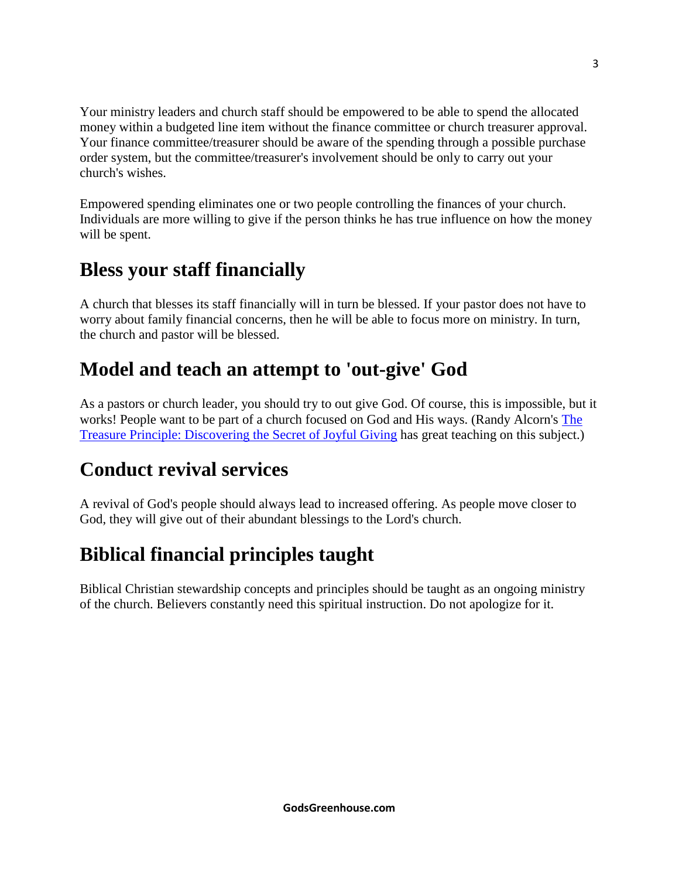Your ministry leaders and church staff should be empowered to be able to spend the allocated money within a budgeted line item without the finance committee or church treasurer approval. Your finance committee/treasurer should be aware of the spending through a possible purchase order system, but the committee/treasurer's involvement should be only to carry out your church's wishes.

Empowered spending eliminates one or two people controlling the finances of your church. Individuals are more willing to give if the person thinks he has true influence on how the money will be spent.

## Bless your staff financially

A church that blesses its staff financially will in turn be blessed. If your pastor does not have to worry about family financial concerns, then he will be able to focus more on ministry. In turn, the church and pastor will be blessed.

## Model and teach an attempt to 'out-give' God

As a pastors or church leader, you should try to out give God. Of course, this is impossible, but it works! People want to be part of a church focused on God and His ways. (Randy Alcorn's The Treasure Principle: Discovering the Secret of Joyful Giving has great teaching on this subject.)

## Conduct revival services

A revival of God's people should always lead to increased offering. As people move closer to God, they will give out of their abundant blessings to the Lord's church.

## Biblical financial principles taught

Biblical Christian stewardship concepts and principles should be taught as an ongoing ministry of the church. Believers constantly need this spiritual instruction. Do not apologize for it.